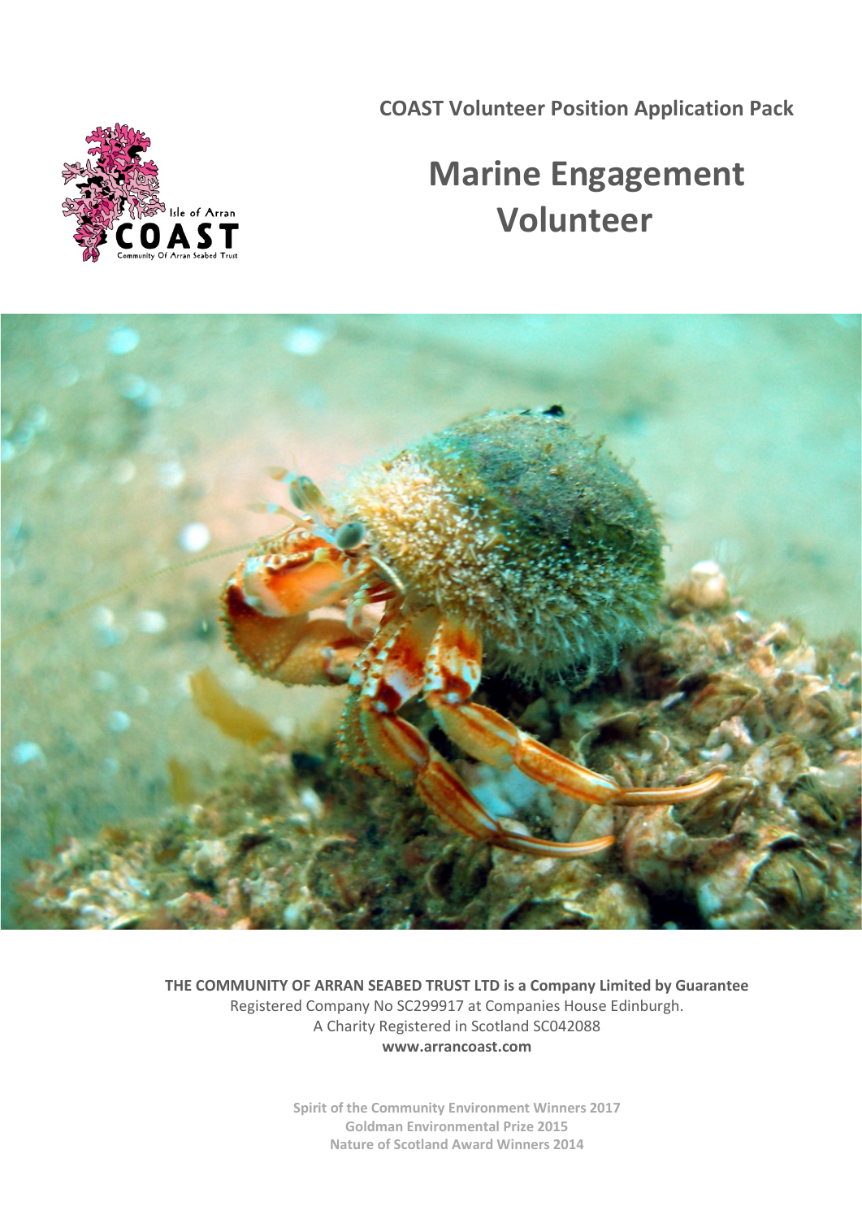**COAST Volunteer Position Application Pack**

# Marine Engagement Volunteer

**THE COMMUNITY OF ARRAN SEABED TRUST LTD is a Company Limited by Guarantee**
Registered Company No SC299917 at Companies House Edinburgh.
A Charity Registered in Scotland SC042088
**www.arrancoast.com**

**Spirit of the Community Environment Winners 2017**
**Goldman Environmental Prize 2015**
**Nature of Scotland Award Winners 2014**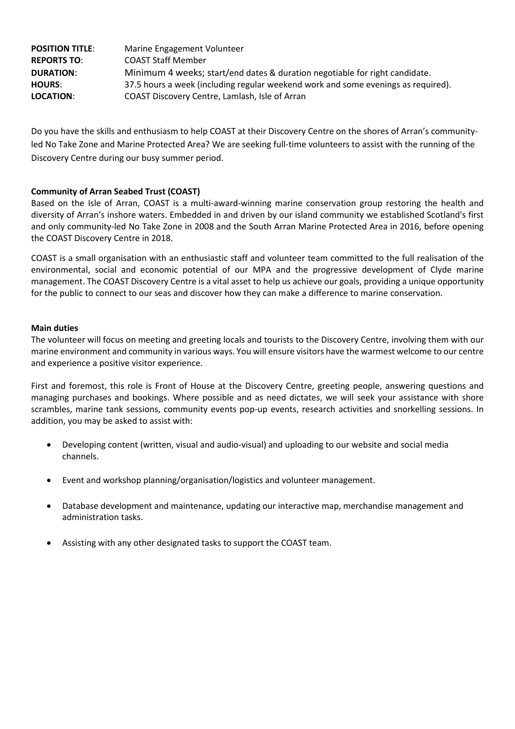**POSITION TITLE**: Marine Engagement Volunteer
**REPORTS TO**: COAST Staff Member
**DURATION**: Minimum 4 weeks; start/end dates & duration negotiable for right candidate.
**HOURS**: 37.5 hours a week (including regular weekend work and some evenings as required).
**LOCATION**: COAST Discovery Centre, Lamlash, Isle of Arran

Do you have the skills and enthusiasm to help COAST at their Discovery Centre on the shores of Arran's community-led No Take Zone and Marine Protected Area? We are seeking full-time volunteers to assist with the running of the Discovery Centre during our busy summer period.

**Community of Arran Seabed Trust (COAST)**

Based on the Isle of Arran, COAST is a multi-award-winning marine conservation group restoring the health and diversity of Arran's inshore waters. Embedded in and driven by our island community we established Scotland's first and only community-led No Take Zone in 2008 and the South Arran Marine Protected Area in 2016, before opening the COAST Discovery Centre in 2018.

COAST is a small organisation with an enthusiastic staff and volunteer team committed to the full realisation of the environmental, social and economic potential of our MPA and the progressive development of Clyde marine management. The COAST Discovery Centre is a vital asset to help us achieve our goals, providing a unique opportunity for the public to connect to our seas and discover how they can make a difference to marine conservation.

**Main duties**

The volunteer will focus on meeting and greeting locals and tourists to the Discovery Centre, involving them with our marine environment and community in various ways. You will ensure visitors have the warmest welcome to our centre and experience a positive visitor experience.

First and foremost, this role is Front of House at the Discovery Centre, greeting people, answering questions and managing purchases and bookings. Where possible and as need dictates, we will seek your assistance with shore scrambles, marine tank sessions, community events pop-up events, research activities and snorkelling sessions. In addition, you may be asked to assist with:

- Developing content (written, visual and audio-visual) and uploading to our website and social media channels.
- Event and workshop planning/organisation/logistics and volunteer management.
- Database development and maintenance, updating our interactive map, merchandise management and administration tasks.
- Assisting with any other designated tasks to support the COAST team.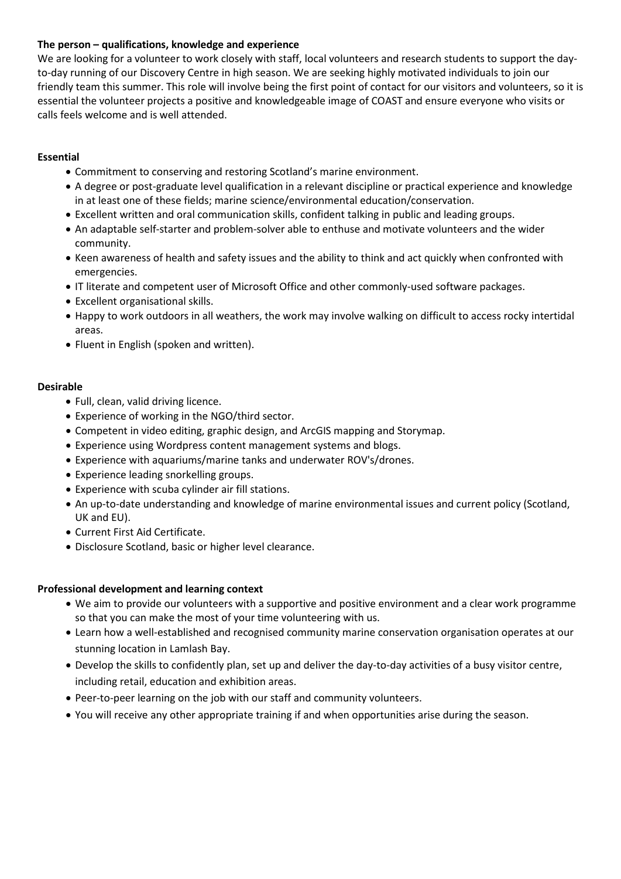**The person – qualifications, knowledge and experience**

We are looking for a volunteer to work closely with staff, local volunteers and research students to support the day-to-day running of our Discovery Centre in high season. We are seeking highly motivated individuals to join our friendly team this summer. This role will involve being the first point of contact for our visitors and volunteers, so it is essential the volunteer projects a positive and knowledgeable image of COAST and ensure everyone who visits or calls feels welcome and is well attended.

**Essential**

- Commitment to conserving and restoring Scotland's marine environment.
- A degree or post-graduate level qualification in a relevant discipline or practical experience and knowledge in at least one of these fields; marine science/environmental education/conservation.
- Excellent written and oral communication skills, confident talking in public and leading groups.
- An adaptable self-starter and problem-solver able to enthuse and motivate volunteers and the wider community.
- Keen awareness of health and safety issues and the ability to think and act quickly when confronted with emergencies.
- IT literate and competent user of Microsoft Office and other commonly-used software packages.
- Excellent organisational skills.
- Happy to work outdoors in all weathers, the work may involve walking on difficult to access rocky intertidal areas.
- Fluent in English (spoken and written).

**Desirable**

- Full, clean, valid driving licence.
- Experience of working in the NGO/third sector.
- Competent in video editing, graphic design, and ArcGIS mapping and Storymap.
- Experience using Wordpress content management systems and blogs.
- Experience with aquariums/marine tanks and underwater ROV's/drones.
- Experience leading snorkelling groups.
- Experience with scuba cylinder air fill stations.
- An up-to-date understanding and knowledge of marine environmental issues and current policy (Scotland, UK and EU).
- Current First Aid Certificate.
- Disclosure Scotland, basic or higher level clearance.

**Professional development and learning context**

- We aim to provide our volunteers with a supportive and positive environment and a clear work programme so that you can make the most of your time volunteering with us.
- Learn how a well-established and recognised community marine conservation organisation operates at our stunning location in Lamlash Bay.
- Develop the skills to confidently plan, set up and deliver the day-to-day activities of a busy visitor centre, including retail, education and exhibition areas.
- Peer-to-peer learning on the job with our staff and community volunteers.
- You will receive any other appropriate training if and when opportunities arise during the season.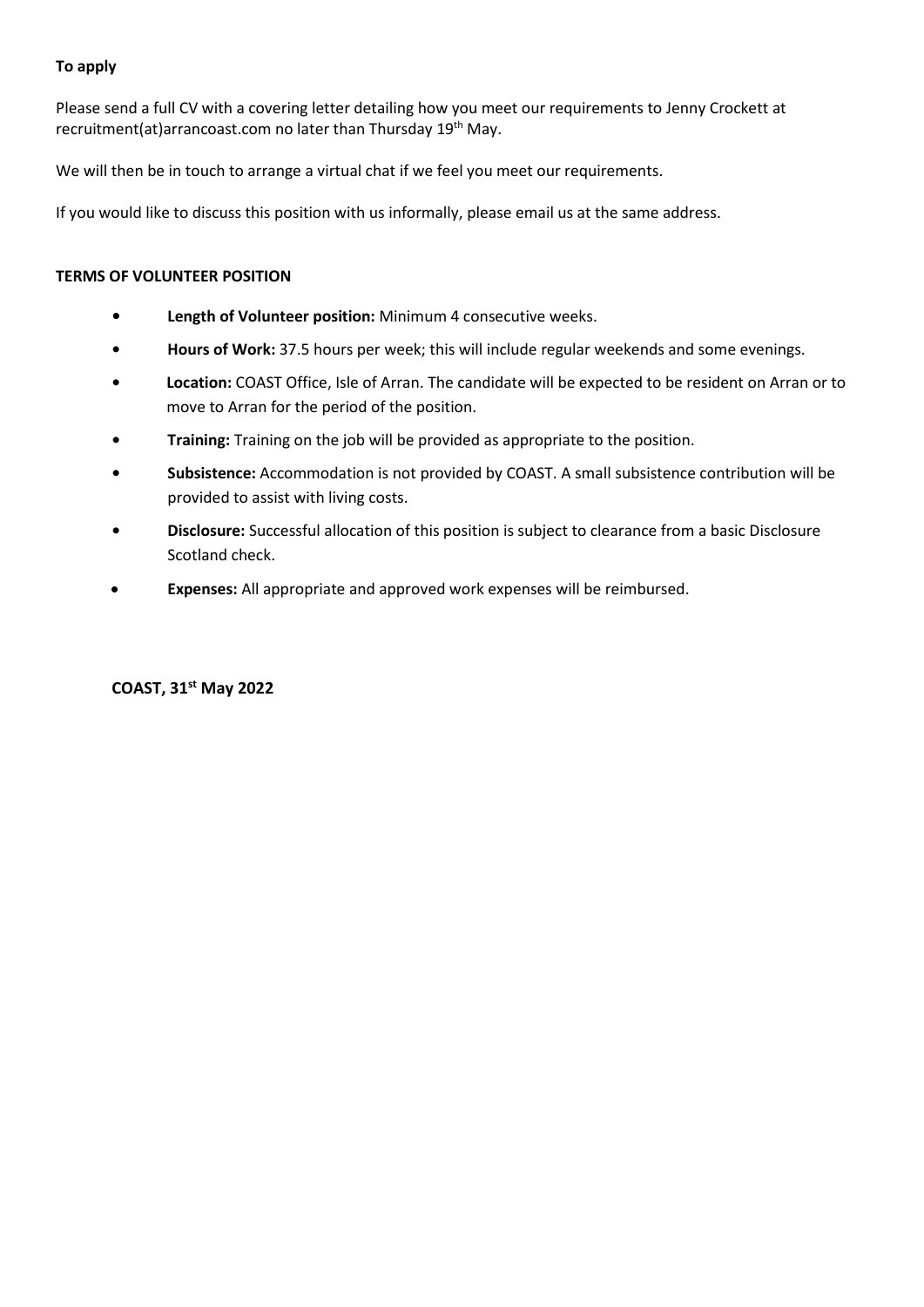**To apply**

Please send a full CV with a covering letter detailing how you meet our requirements to Jenny Crockett at recruitment(at)arrancoast.com no later than Thursday 19th May.

We will then be in touch to arrange a virtual chat if we feel you meet our requirements.

If you would like to discuss this position with us informally, please email us at the same address.

**TERMS OF VOLUNTEER POSITION**

- **Length of Volunteer position:** Minimum 4 consecutive weeks.
- **Hours of Work:** 37.5 hours per week; this will include regular weekends and some evenings.
- **Location:** COAST Office, Isle of Arran. The candidate will be expected to be resident on Arran or to move to Arran for the period of the position.
- **Training:** Training on the job will be provided as appropriate to the position.
- **Subsistence:** Accommodation is not provided by COAST. A small subsistence contribution will be provided to assist with living costs.
- **Disclosure:** Successful allocation of this position is subject to clearance from a basic Disclosure Scotland check.
- **Expenses:** All appropriate and approved work expenses will be reimbursed.

**COAST, 31st May 2022**